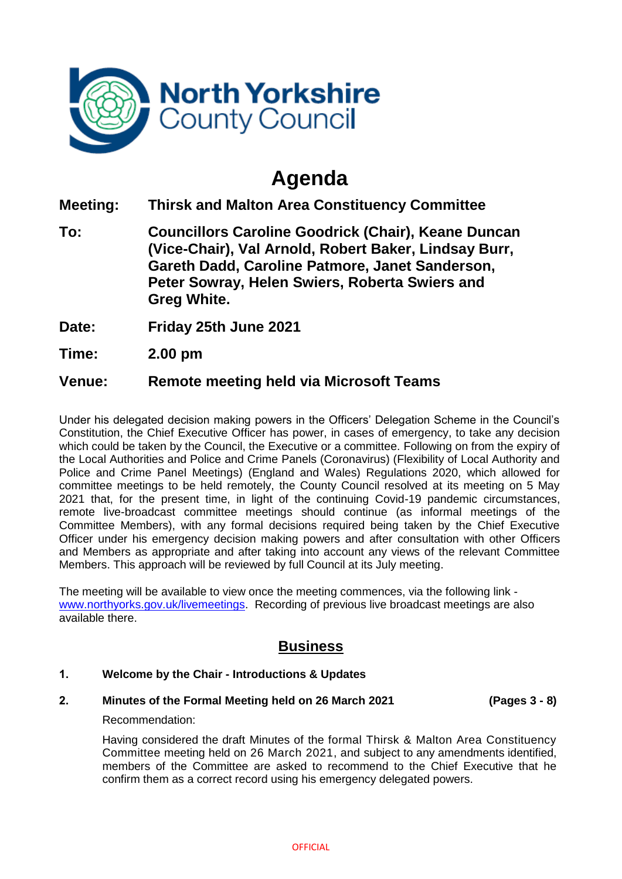North Yorkshire County Council

# Agenda

**Meeting:** **Thirsk and Malton Area Constituency Committee**

**To:** **Councillors Caroline Goodrick (Chair), Keane Duncan (Vice-Chair), Val Arnold, Robert Baker, Lindsay Burr, Gareth Dadd, Caroline Patmore, Janet Sanderson, Peter Sowray, Helen Swiers, Roberta Swiers and Greg White.**

**Date:** **Friday 25th June 2021**

**Time:** **2.00 pm**

**Venue:** **Remote meeting held via Microsoft Teams**

Under his delegated decision making powers in the Officers' Delegation Scheme in the Council's Constitution, the Chief Executive Officer has power, in cases of emergency, to take any decision which could be taken by the Council, the Executive or a committee. Following on from the expiry of the Local Authorities and Police and Crime Panels (Coronavirus) (Flexibility of Local Authority and Police and Crime Panel Meetings) (England and Wales) Regulations 2020, which allowed for committee meetings to be held remotely, the County Council resolved at its meeting on 5 May 2021 that, for the present time, in light of the continuing Covid-19 pandemic circumstances, remote live-broadcast committee meetings should continue (as informal meetings of the Committee Members), with any formal decisions required being taken by the Chief Executive Officer under his emergency decision making powers and after consultation with other Officers and Members as appropriate and after taking into account any views of the relevant Committee Members. This approach will be reviewed by full Council at its July meeting.

The meeting will be available to view once the meeting commences, via the following link - www.northyorks.gov.uk/livemeetings. Recording of previous live broadcast meetings are also available there.

## Business

**1. Welcome by the Chair - Introductions & Updates**

**2. Minutes of the Formal Meeting held on 26 March 2021** **(Pages 3 - 8)**

Recommendation:

Having considered the draft Minutes of the formal Thirsk & Malton Area Constituency Committee meeting held on 26 March 2021, and subject to any amendments identified, members of the Committee are asked to recommend to the Chief Executive that he confirm them as a correct record using his emergency delegated powers.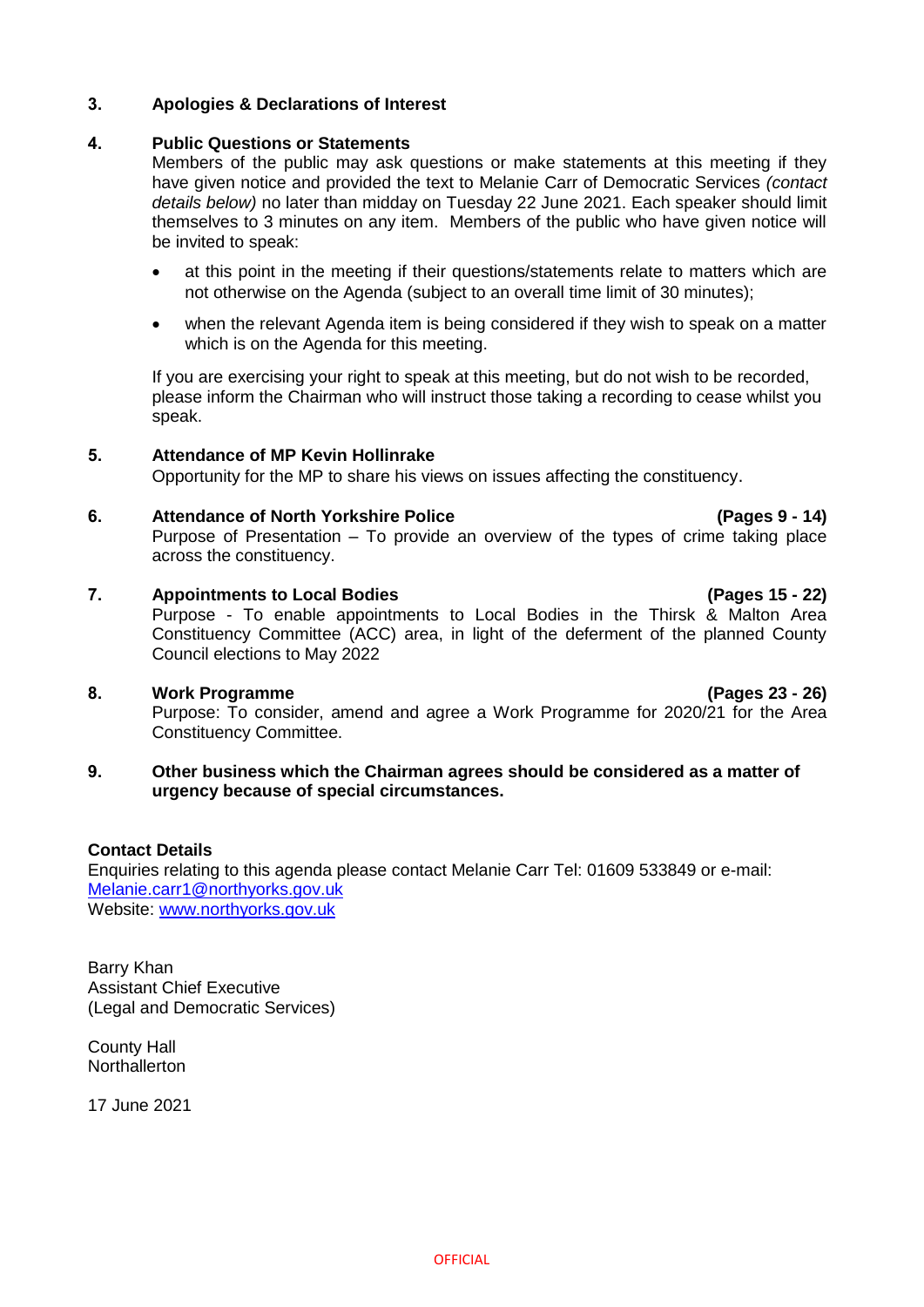**3. Apologies & Declarations of Interest**

**4. Public Questions or Statements**

Members of the public may ask questions or make statements at this meeting if they have given notice and provided the text to Melanie Carr of Democratic Services *(contact details below)* no later than midday on Tuesday 22 June 2021. Each speaker should limit themselves to 3 minutes on any item. Members of the public who have given notice will be invited to speak:

- at this point in the meeting if their questions/statements relate to matters which are not otherwise on the Agenda (subject to an overall time limit of 30 minutes);
- when the relevant Agenda item is being considered if they wish to speak on a matter which is on the Agenda for this meeting.

If you are exercising your right to speak at this meeting, but do not wish to be recorded, please inform the Chairman who will instruct those taking a recording to cease whilst you speak.

**5. Attendance of MP Kevin Hollinrake**

Opportunity for the MP to share his views on issues affecting the constituency.

**6. Attendance of North Yorkshire Police (Pages 9 - 14)**

Purpose of Presentation – To provide an overview of the types of crime taking place across the constituency.

**7. Appointments to Local Bodies (Pages 15 - 22)**

Purpose - To enable appointments to Local Bodies in the Thirsk & Malton Area Constituency Committee (ACC) area, in light of the deferment of the planned County Council elections to May 2022

**8. Work Programme (Pages 23 - 26)**

Purpose: To consider, amend and agree a Work Programme for 2020/21 for the Area Constituency Committee.

**9. Other business which the Chairman agrees should be considered as a matter of urgency because of special circumstances.**

**Contact Details**

Enquiries relating to this agenda please contact Melanie Carr Tel: 01609 533849 or e-mail: Melanie.carr1@northyorks.gov.uk
Website: www.northyorks.gov.uk

Barry Khan
Assistant Chief Executive
(Legal and Democratic Services)

County Hall
Northallerton

17 June 2021

OFFICIAL